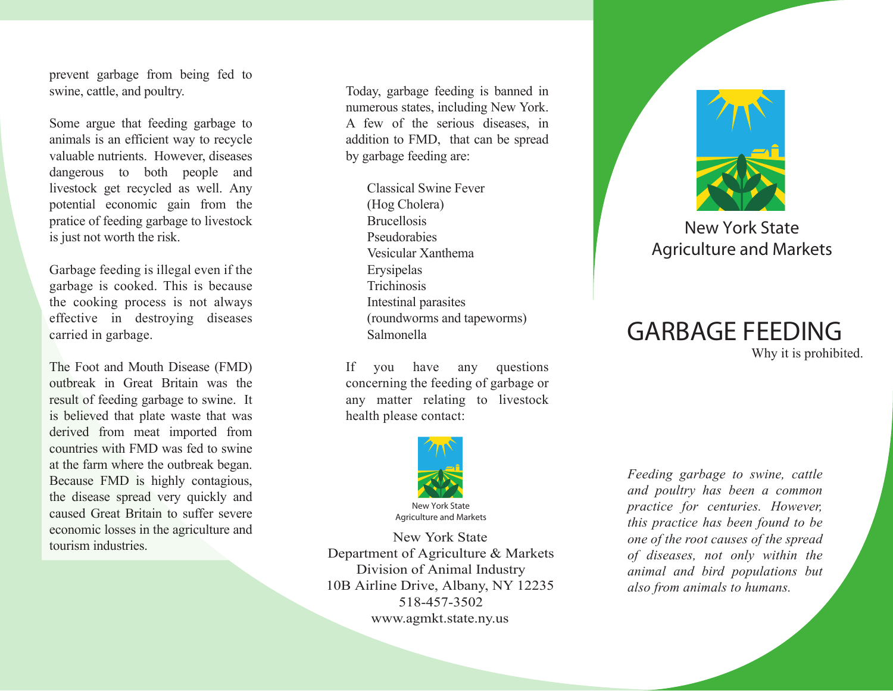prevent garbage from being fed to swine, cattle, and poultry.

Some argue that feeding garbage to animals is an efficient way to recycle valuable nutrients. However, diseases dangerous to both people and livestock get recycled as well. Any potential economic gain from the pratice of feeding garbage to livestock is just not worth the risk.

Garbage feeding is illegal even if the garbage is cooked. This is because the cooking process is not always effective in destroying diseases carried in garbage.

The Foot and Mouth Disease (FMD) outbreak in Great Britain was the result of feeding garbage to swine. It is believed that plate waste that was derived from meat imported from countries with FMD was fed to swine at the farm where the outbreak began. Because FMD is highly contagious, the disease spread very quickly and caused Great Britain to suffer severe economic losses in the agriculture and tourism industries.

Today, garbage feeding is banned in numerous states, including New York. A few of the serious diseases, in addition to FMD, that can be spread by garbage feeding are:

- Classical Swine Fever (Hog Cholera)
- Brucellosis
- Pseudorabies
- Vesicular Xanthema
- Erysipelas
- Trichinosis
- Intestinal parasites (roundworms and tapeworms)
- Salmonella

If you have any questions concerning the feeding of garbage or any matter relating to livestock health please contact:

New York State
Agriculture and Markets

New York State
Department of Agriculture & Markets
Division of Animal Industry
10B Airline Drive, Albany, NY 12235
518-457-3502
www.agmkt.state.ny.us

New York State
Agriculture and Markets

# GARBAGE FEEDING

Why it is prohibited.

*Feeding garbage to swine, cattle and poultry has been a common practice for centuries. However, this practice has been found to be one of the root causes of the spread of diseases, not only within the animal and bird populations but also from animals to humans.*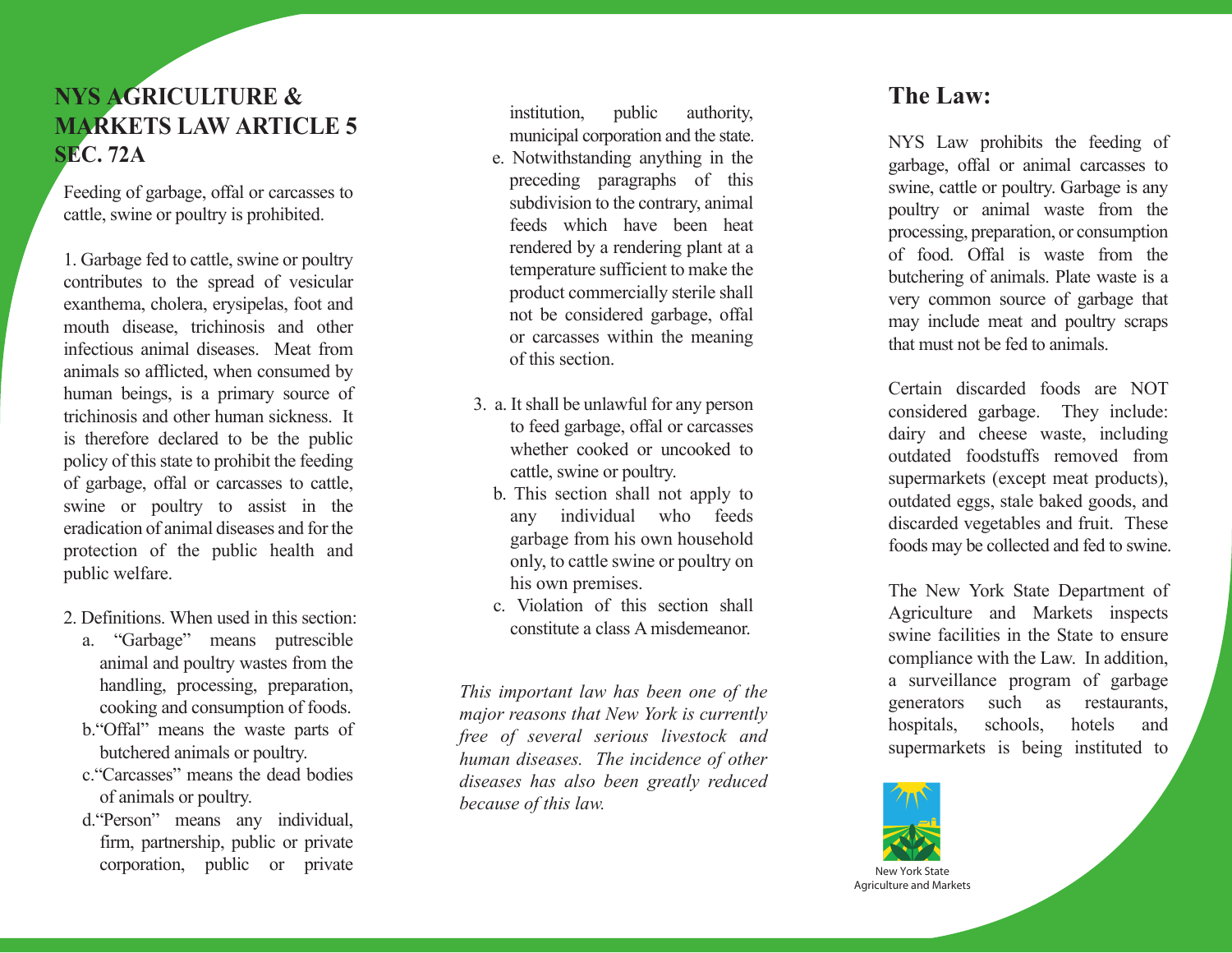## NYS AGRICULTURE & MARKETS LAW ARTICLE 5 SEC. 72A

Feeding of garbage, offal or carcasses to cattle, swine or poultry is prohibited.

1. Garbage fed to cattle, swine or poultry contributes to the spread of vesicular exanthema, cholera, erysipelas, foot and mouth disease, trichinosis and other infectious animal diseases. Meat from animals so afflicted, when consumed by human beings, is a primary source of trichinosis and other human sickness. It is therefore declared to be the public policy of this state to prohibit the feeding of garbage, offal or carcasses to cattle, swine or poultry to assist in the eradication of animal diseases and for the protection of the public health and public welfare.

2. Definitions. When used in this section:
   a. "Garbage" means putrescible animal and poultry wastes from the handling, processing, preparation, cooking and consumption of foods.
   b. "Offal" means the waste parts of butchered animals or poultry.
   c. "Carcasses" means the dead bodies of animals or poultry.
   d. "Person" means any individual, firm, partnership, public or private corporation, public or private institution, public authority, municipal corporation and the state.
   e. Notwithstanding anything in the preceding paragraphs of this subdivision to the contrary, animal feeds which have been heat rendered by a rendering plant at a temperature sufficient to make the product commercially sterile shall not be considered garbage, offal or carcasses within the meaning of this section.

3. a. It shall be unlawful for any person to feed garbage, offal or carcasses whether cooked or uncooked to cattle, swine or poultry.
   b. This section shall not apply to any individual who feeds garbage from his own household only, to cattle swine or poultry on his own premises.
   c. Violation of this section shall constitute a class A misdemeanor.

*This important law has been one of the major reasons that New York is currently free of several serious livestock and human diseases. The incidence of other diseases has also been greatly reduced because of this law.*

## The Law:

NYS Law prohibits the feeding of garbage, offal or animal carcasses to swine, cattle or poultry. Garbage is any poultry or animal waste from the processing, preparation, or consumption of food. Offal is waste from the butchering of animals. Plate waste is a very common source of garbage that may include meat and poultry scraps that must not be fed to animals.

Certain discarded foods are NOT considered garbage. They include: dairy and cheese waste, including outdated foodstuffs removed from supermarkets (except meat products), outdated eggs, stale baked goods, and discarded vegetables and fruit. These foods may be collected and fed to swine.

The New York State Department of Agriculture and Markets inspects swine facilities in the State to ensure compliance with the Law. In addition, a surveillance program of garbage generators such as restaurants, hospitals, schools, hotels and supermarkets is being instituted to

New York State Agriculture and Markets